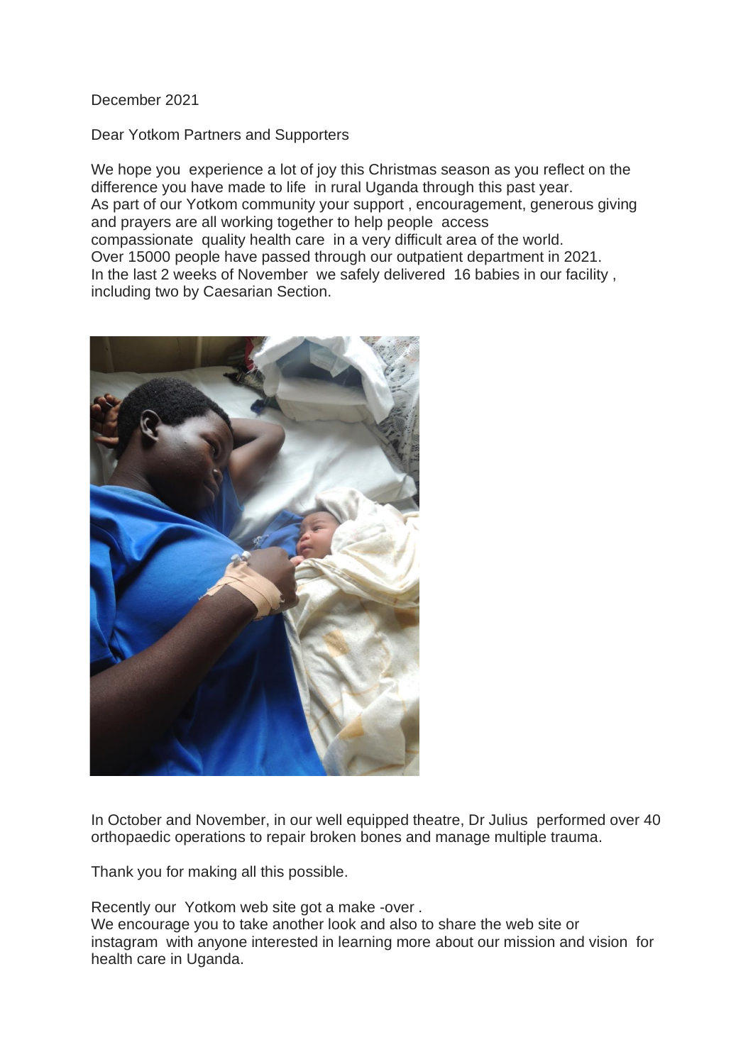December 2021

Dear Yotkom Partners and Supporters

We hope you experience a lot of joy this Christmas season as you reflect on the difference you have made to life in rural Uganda through this past year.
As part of our Yotkom community your support , encouragement, generous giving and prayers are all working together to help people access compassionate quality health care in a very difficult area of the world.
Over 15000 people have passed through our outpatient department in 2021.
In the last 2 weeks of November we safely delivered 16 babies in our facility , including two by Caesarian Section.

In October and November, in our well equipped theatre, Dr Julius performed over 40 orthopaedic operations to repair broken bones and manage multiple trauma.

Thank you for making all this possible.

Recently our Yotkom web site got a make -over .
We encourage you to take another look and also to share the web site or instagram with anyone interested in learning more about our mission and vision for health care in Uganda.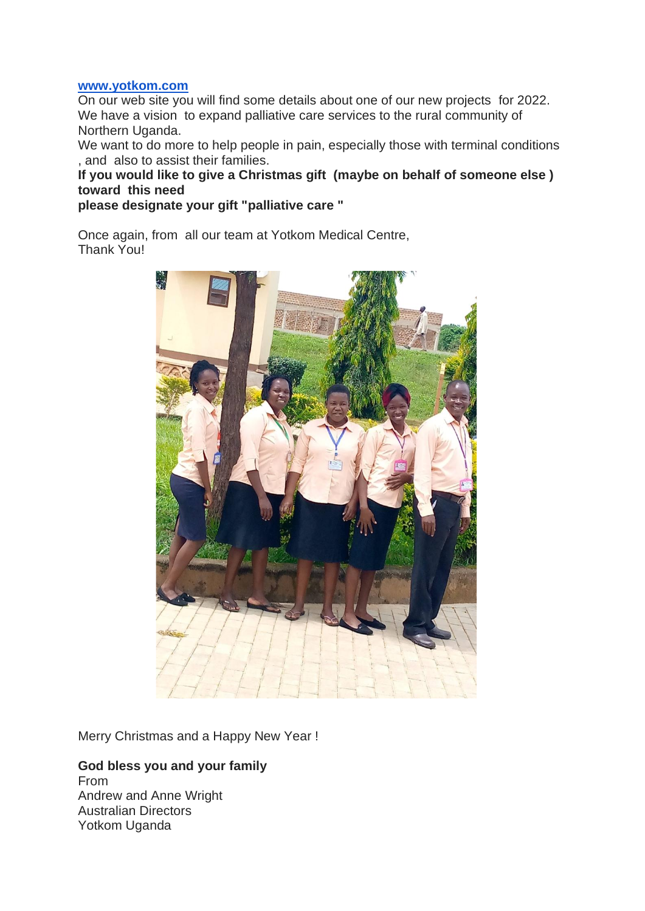[www.yotkom.com](http://www.yotkom.com)

On our web site you will find some details about one of our new projects for 2022.
We have a vision to expand palliative care services to the rural community of Northern Uganda.
We want to do more to help people in pain, especially those with terminal conditions , and also to assist their families.

**If you would like to give a Christmas gift (maybe on behalf of someone else ) toward this need**
**please designate your gift "palliative care "**

Once again, from all our team at Yotkom Medical Centre,
Thank You!

Merry Christmas and a Happy New Year !

**God bless you and your family**
From
Andrew and Anne Wright
Australian Directors
Yotkom Uganda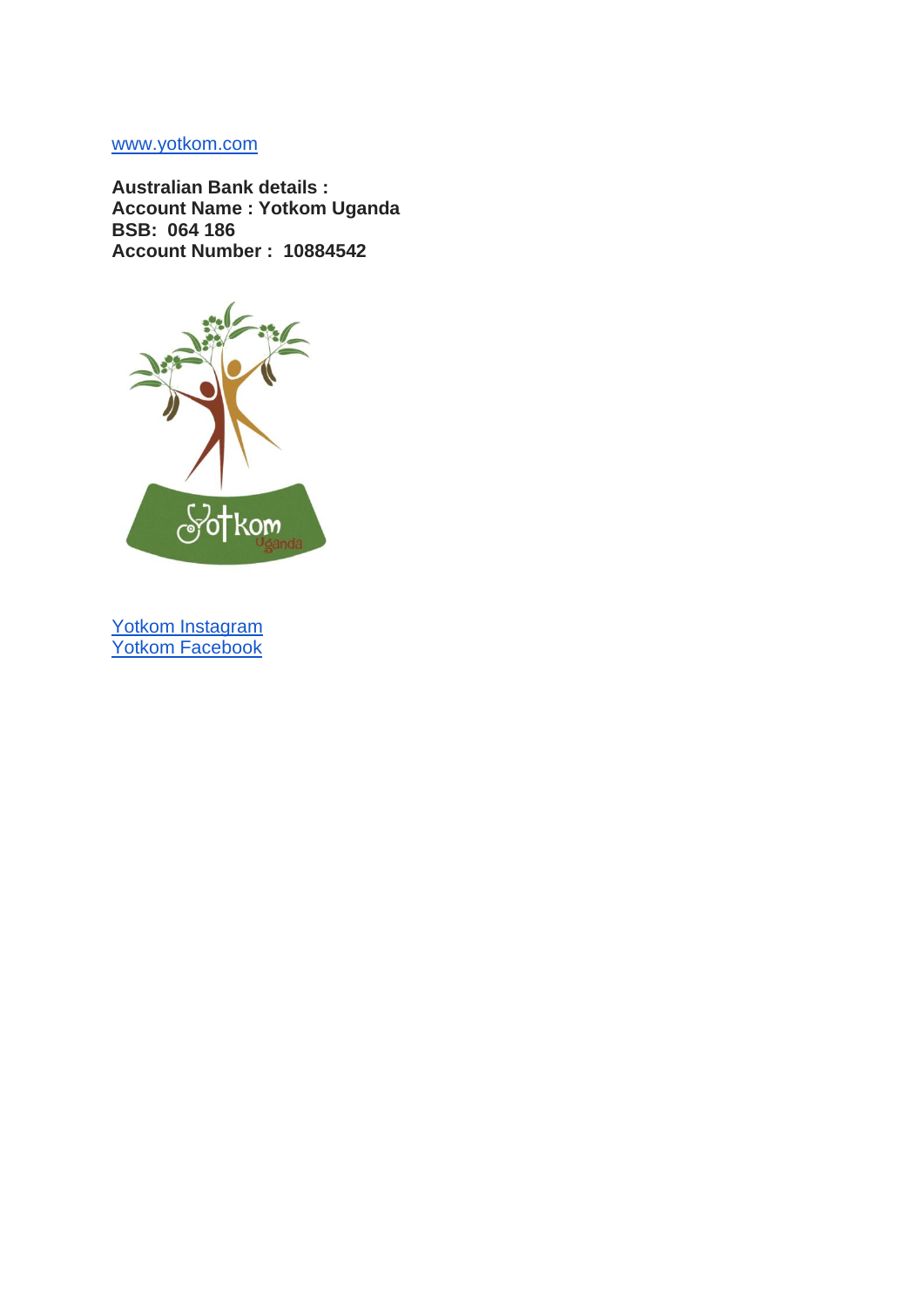www.yotkom.com

**Australian Bank details :**
**Account Name : Yotkom Uganda**
**BSB: 064 186**
**Account Number : 10884542**

Yotkom Instagram
Yotkom Facebook